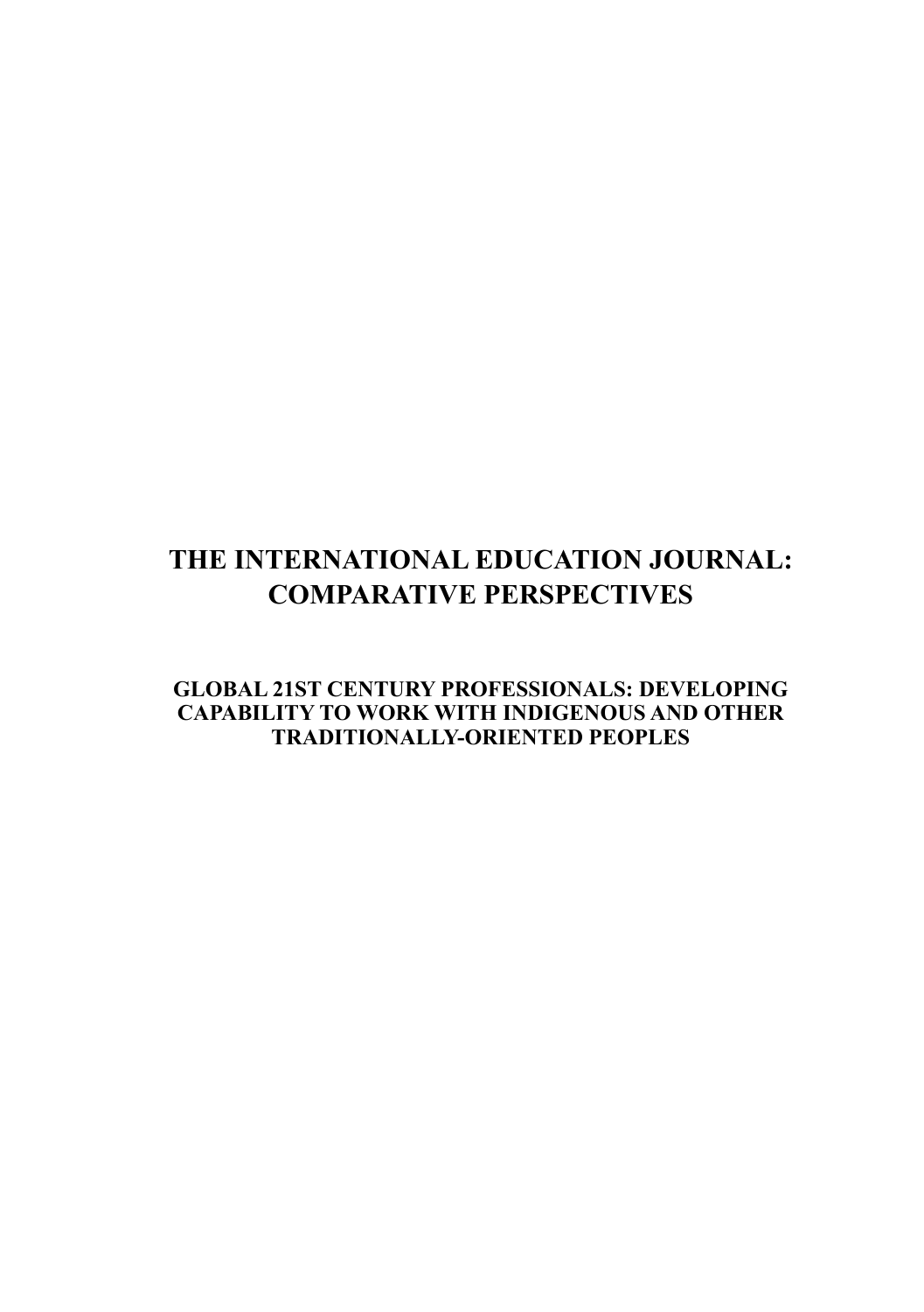# THE INTERNATIONAL EDUCATION JOURNAL: COMPARATIVE PERSPECTIVES

## GLOBAL 21ST CENTURY PROFESSIONALS: DEVELOPING CAPABILITY TO WORK WITH INDIGENOUS AND OTHER TRADITIONALLY-ORIENTED PEOPLES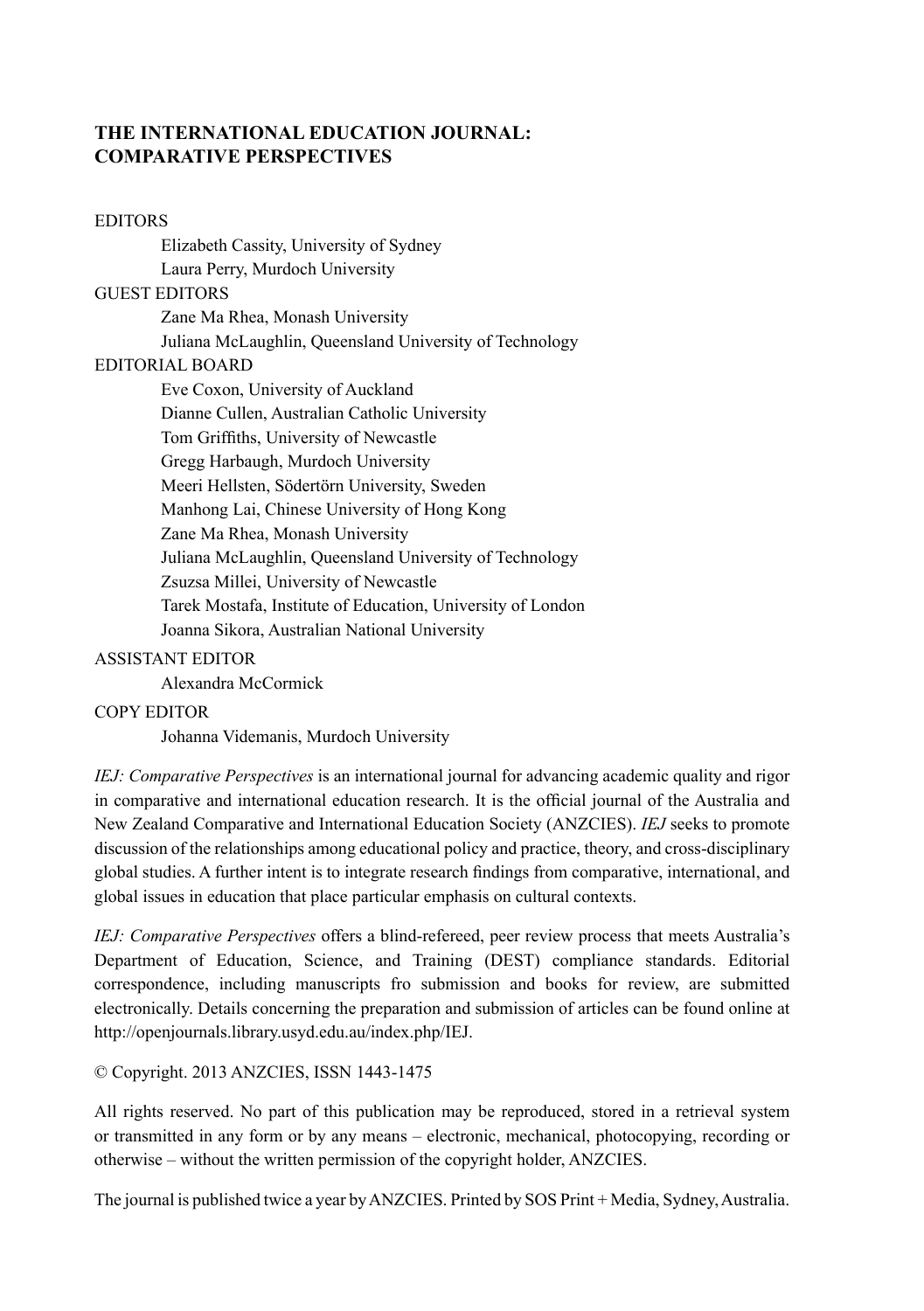## THE INTERNATIONAL EDUCATION JOURNAL: COMPARATIVE PERSPECTIVES

EDITORS

Elizabeth Cassity, University of Sydney
Laura Perry, Murdoch University

GUEST EDITORS

Zane Ma Rhea, Monash University
Juliana McLaughlin, Queensland University of Technology

EDITORIAL BOARD

Eve Coxon, University of Auckland
Dianne Cullen, Australian Catholic University
Tom Griffiths, University of Newcastle
Gregg Harbaugh, Murdoch University
Meeri Hellsten, Södertörn University, Sweden
Manhong Lai, Chinese University of Hong Kong
Zane Ma Rhea, Monash University
Juliana McLaughlin, Queensland University of Technology
Zsuzsa Millei, University of Newcastle
Tarek Mostafa, Institute of Education, University of London
Joanna Sikora, Australian National University

ASSISTANT EDITOR

Alexandra McCormick

COPY EDITOR

Johanna Videmanis, Murdoch University

*IEJ: Comparative Perspectives* is an international journal for advancing academic quality and rigor in comparative and international education research. It is the official journal of the Australia and New Zealand Comparative and International Education Society (ANZCIES). *IEJ* seeks to promote discussion of the relationships among educational policy and practice, theory, and cross-disciplinary global studies. A further intent is to integrate research findings from comparative, international, and global issues in education that place particular emphasis on cultural contexts.

*IEJ: Comparative Perspectives* offers a blind-refereed, peer review process that meets Australia's Department of Education, Science, and Training (DEST) compliance standards. Editorial correspondence, including manuscripts fro submission and books for review, are submitted electronically. Details concerning the preparation and submission of articles can be found online at http://openjournals.library.usyd.edu.au/index.php/IEJ.

© Copyright. 2013 ANZCIES, ISSN 1443-1475

All rights reserved. No part of this publication may be reproduced, stored in a retrieval system or transmitted in any form or by any means – electronic, mechanical, photocopying, recording or otherwise – without the written permission of the copyright holder, ANZCIES.

The journal is published twice a year by ANZCIES. Printed by SOS Print + Media, Sydney, Australia.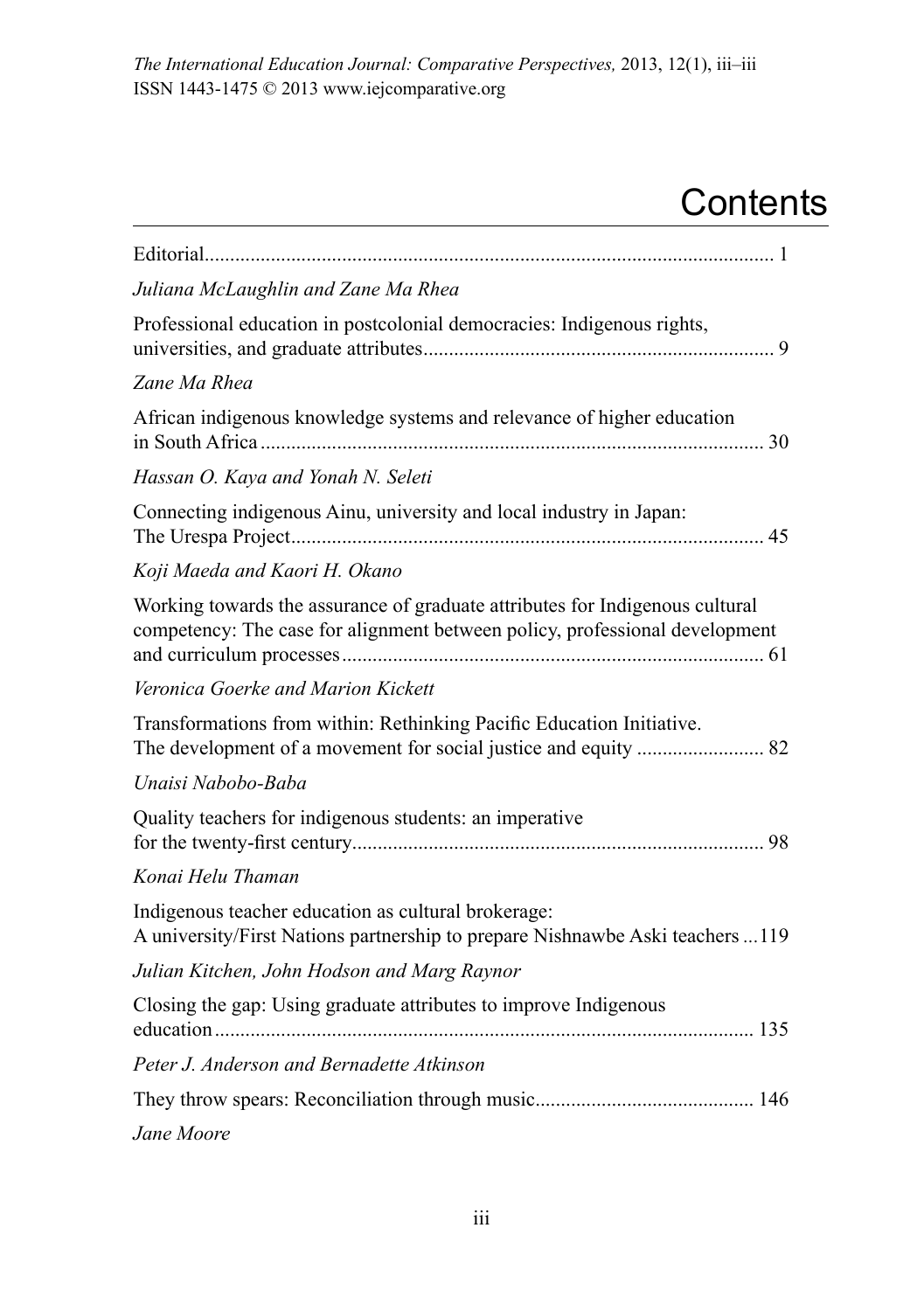# Contents

Editorial ... 1

*Juliana McLaughlin and Zane Ma Rhea*

Professional education in postcolonial democracies: Indigenous rights, universities, and graduate attributes ... 9

*Zane Ma Rhea*

African indigenous knowledge systems and relevance of higher education in South Africa ... 30

*Hassan O. Kaya and Yonah N. Seleti*

Connecting indigenous Ainu, university and local industry in Japan: The Urespa Project ... 45

*Koji Maeda and Kaori H. Okano*

Working towards the assurance of graduate attributes for Indigenous cultural competency: The case for alignment between policy, professional development and curriculum processes ... 61

*Veronica Goerke and Marion Kickett*

Transformations from within: Rethinking Pacific Education Initiative. The development of a movement for social justice and equity ... 82

*Unaisi Nabobo-Baba*

Quality teachers for indigenous students: an imperative for the twenty-first century ... 98

*Konai Helu Thaman*

Indigenous teacher education as cultural brokerage: A university/First Nations partnership to prepare Nishnawbe Aski teachers ... 119

*Julian Kitchen, John Hodson and Marg Raynor*

Closing the gap: Using graduate attributes to improve Indigenous education ... 135

*Peter J. Anderson and Bernadette Atkinson*

They throw spears: Reconciliation through music ... 146

*Jane Moore*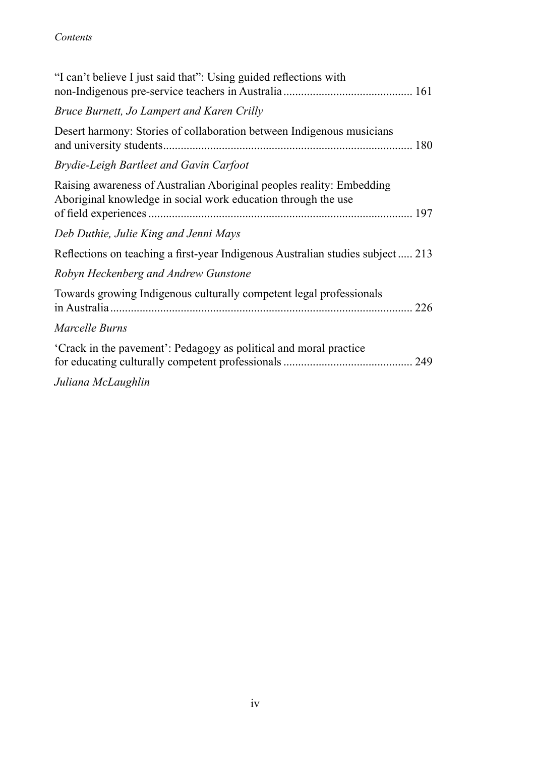"I can't believe I just said that": Using guided reflections with non-Indigenous pre-service teachers in Australia ........................................... 161

*Bruce Burnett, Jo Lampert and Karen Crilly*

Desert harmony: Stories of collaboration between Indigenous musicians and university students.................................................................................... 180

*Brydie-Leigh Bartleet and Gavin Carfoot*

Raising awareness of Australian Aboriginal peoples reality: Embedding Aboriginal knowledge in social work education through the use of field experiences ......................................................................................... 197

*Deb Duthie, Julie King and Jenni Mays*

Reflections on teaching a first-year Indigenous Australian studies subject ..... 213

*Robyn Heckenberg and Andrew Gunstone*

Towards growing Indigenous culturally competent legal professionals in Australia ....................................................................................................... 226

*Marcelle Burns*

'Crack in the pavement': Pedagogy as political and moral practice for educating culturally competent professionals ........................................... 249

*Juliana McLaughlin*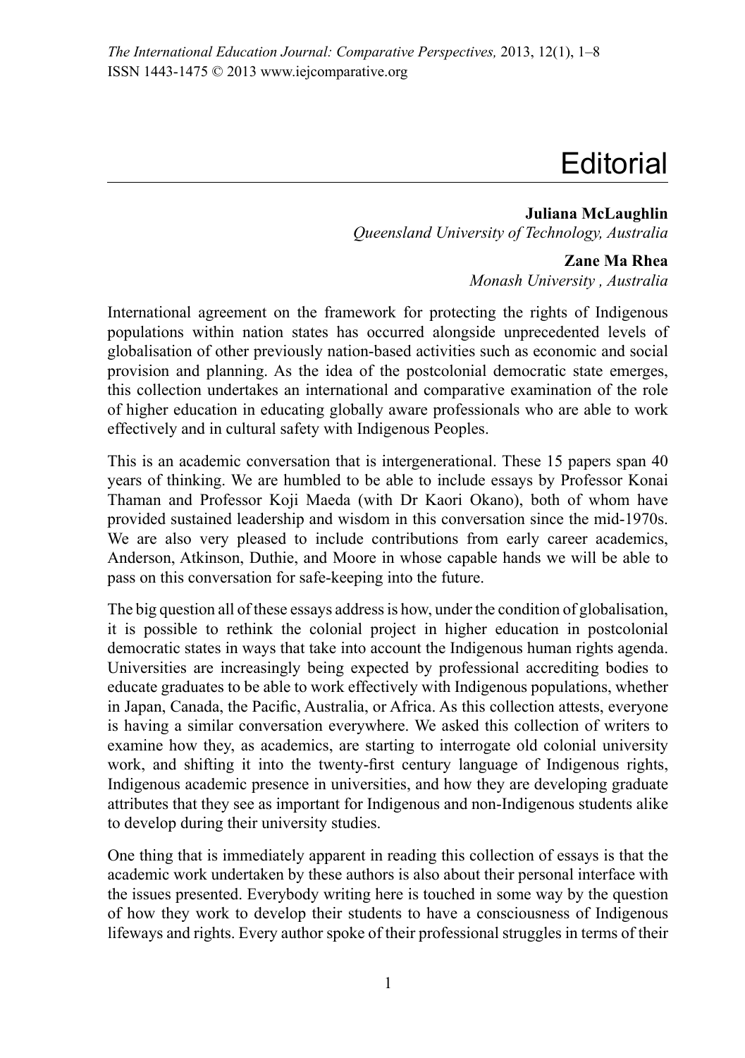# Editorial

**Juliana McLaughlin**
*Queensland University of Technology, Australia*

**Zane Ma Rhea**
*Monash University , Australia*

International agreement on the framework for protecting the rights of Indigenous populations within nation states has occurred alongside unprecedented levels of globalisation of other previously nation-based activities such as economic and social provision and planning. As the idea of the postcolonial democratic state emerges, this collection undertakes an international and comparative examination of the role of higher education in educating globally aware professionals who are able to work effectively and in cultural safety with Indigenous Peoples.

This is an academic conversation that is intergenerational. These 15 papers span 40 years of thinking. We are humbled to be able to include essays by Professor Konai Thaman and Professor Koji Maeda (with Dr Kaori Okano), both of whom have provided sustained leadership and wisdom in this conversation since the mid-1970s. We are also very pleased to include contributions from early career academics, Anderson, Atkinson, Duthie, and Moore in whose capable hands we will be able to pass on this conversation for safe-keeping into the future.

The big question all of these essays address is how, under the condition of globalisation, it is possible to rethink the colonial project in higher education in postcolonial democratic states in ways that take into account the Indigenous human rights agenda. Universities are increasingly being expected by professional accrediting bodies to educate graduates to be able to work effectively with Indigenous populations, whether in Japan, Canada, the Pacific, Australia, or Africa. As this collection attests, everyone is having a similar conversation everywhere. We asked this collection of writers to examine how they, as academics, are starting to interrogate old colonial university work, and shifting it into the twenty-first century language of Indigenous rights, Indigenous academic presence in universities, and how they are developing graduate attributes that they see as important for Indigenous and non-Indigenous students alike to develop during their university studies.

One thing that is immediately apparent in reading this collection of essays is that the academic work undertaken by these authors is also about their personal interface with the issues presented. Everybody writing here is touched in some way by the question of how they work to develop their students to have a consciousness of Indigenous lifeways and rights. Every author spoke of their professional struggles in terms of their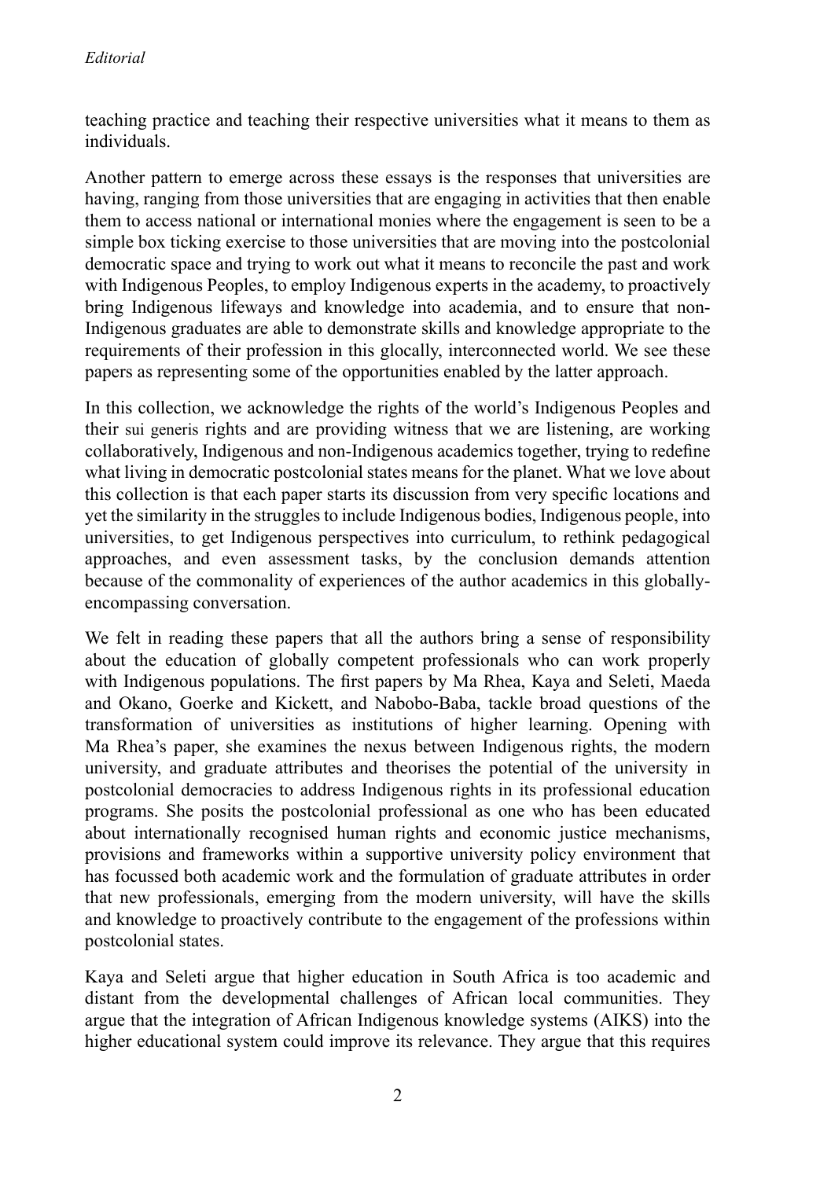teaching practice and teaching their respective universities what it means to them as individuals.

Another pattern to emerge across these essays is the responses that universities are having, ranging from those universities that are engaging in activities that then enable them to access national or international monies where the engagement is seen to be a simple box ticking exercise to those universities that are moving into the postcolonial democratic space and trying to work out what it means to reconcile the past and work with Indigenous Peoples, to employ Indigenous experts in the academy, to proactively bring Indigenous lifeways and knowledge into academia, and to ensure that non-Indigenous graduates are able to demonstrate skills and knowledge appropriate to the requirements of their profession in this glocally, interconnected world. We see these papers as representing some of the opportunities enabled by the latter approach.

In this collection, we acknowledge the rights of the world's Indigenous Peoples and their sui generis rights and are providing witness that we are listening, are working collaboratively, Indigenous and non-Indigenous academics together, trying to redefine what living in democratic postcolonial states means for the planet. What we love about this collection is that each paper starts its discussion from very specific locations and yet the similarity in the struggles to include Indigenous bodies, Indigenous people, into universities, to get Indigenous perspectives into curriculum, to rethink pedagogical approaches, and even assessment tasks, by the conclusion demands attention because of the commonality of experiences of the author academics in this globally-encompassing conversation.

We felt in reading these papers that all the authors bring a sense of responsibility about the education of globally competent professionals who can work properly with Indigenous populations. The first papers by Ma Rhea, Kaya and Seleti, Maeda and Okano, Goerke and Kickett, and Nabobo-Baba, tackle broad questions of the transformation of universities as institutions of higher learning. Opening with Ma Rhea's paper, she examines the nexus between Indigenous rights, the modern university, and graduate attributes and theorises the potential of the university in postcolonial democracies to address Indigenous rights in its professional education programs. She posits the postcolonial professional as one who has been educated about internationally recognised human rights and economic justice mechanisms, provisions and frameworks within a supportive university policy environment that has focussed both academic work and the formulation of graduate attributes in order that new professionals, emerging from the modern university, will have the skills and knowledge to proactively contribute to the engagement of the professions within postcolonial states.

Kaya and Seleti argue that higher education in South Africa is too academic and distant from the developmental challenges of African local communities. They argue that the integration of African Indigenous knowledge systems (AIKS) into the higher educational system could improve its relevance. They argue that this requires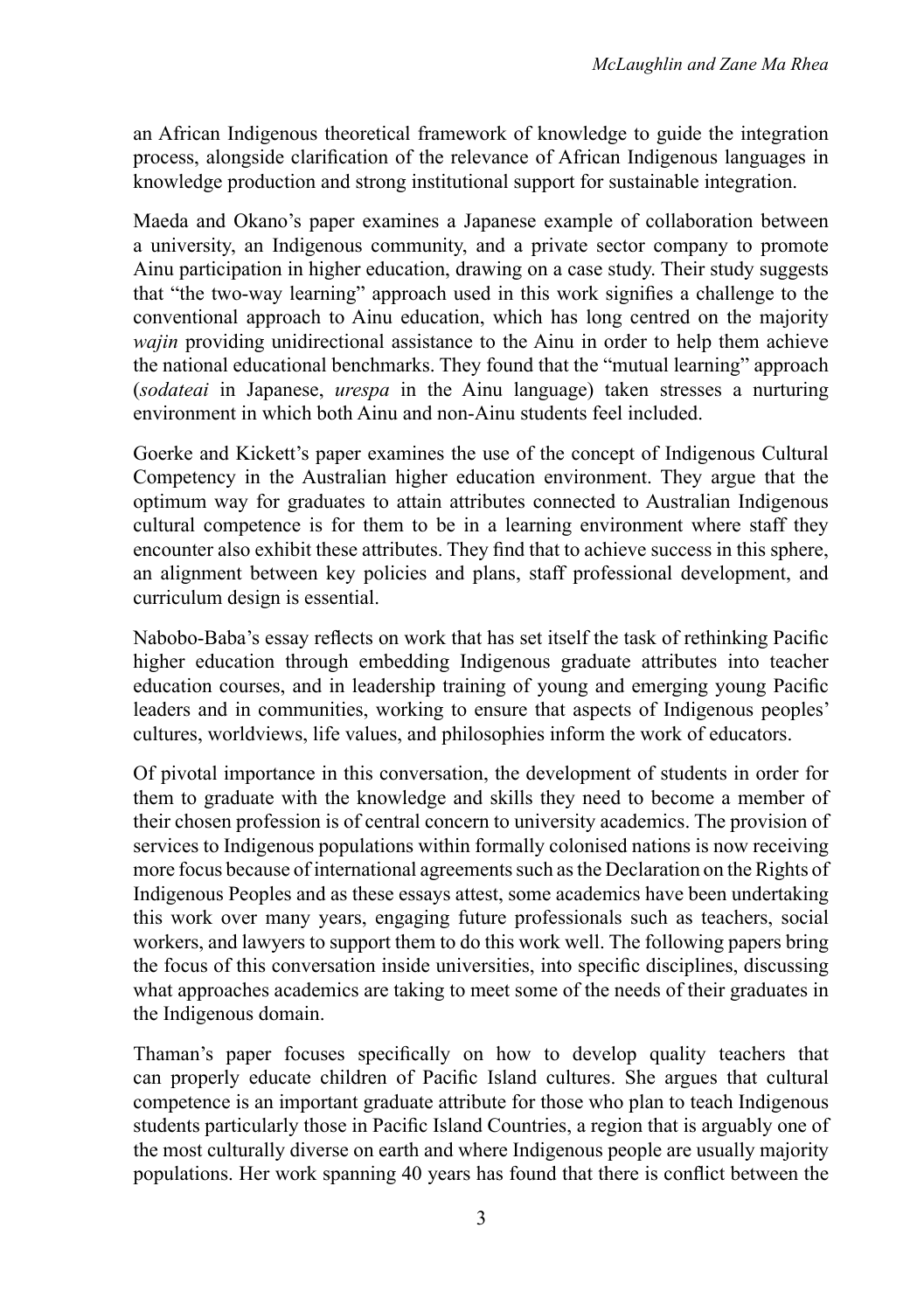an African Indigenous theoretical framework of knowledge to guide the integration process, alongside clarification of the relevance of African Indigenous languages in knowledge production and strong institutional support for sustainable integration.

Maeda and Okano's paper examines a Japanese example of collaboration between a university, an Indigenous community, and a private sector company to promote Ainu participation in higher education, drawing on a case study. Their study suggests that "the two-way learning" approach used in this work signifies a challenge to the conventional approach to Ainu education, which has long centred on the majority *wajin* providing unidirectional assistance to the Ainu in order to help them achieve the national educational benchmarks. They found that the "mutual learning" approach (*sodateai* in Japanese, *urespa* in the Ainu language) taken stresses a nurturing environment in which both Ainu and non-Ainu students feel included.

Goerke and Kickett's paper examines the use of the concept of Indigenous Cultural Competency in the Australian higher education environment. They argue that the optimum way for graduates to attain attributes connected to Australian Indigenous cultural competence is for them to be in a learning environment where staff they encounter also exhibit these attributes. They find that to achieve success in this sphere, an alignment between key policies and plans, staff professional development, and curriculum design is essential.

Nabobo-Baba's essay reflects on work that has set itself the task of rethinking Pacific higher education through embedding Indigenous graduate attributes into teacher education courses, and in leadership training of young and emerging young Pacific leaders and in communities, working to ensure that aspects of Indigenous peoples' cultures, worldviews, life values, and philosophies inform the work of educators.

Of pivotal importance in this conversation, the development of students in order for them to graduate with the knowledge and skills they need to become a member of their chosen profession is of central concern to university academics. The provision of services to Indigenous populations within formally colonised nations is now receiving more focus because of international agreements such as the Declaration on the Rights of Indigenous Peoples and as these essays attest, some academics have been undertaking this work over many years, engaging future professionals such as teachers, social workers, and lawyers to support them to do this work well. The following papers bring the focus of this conversation inside universities, into specific disciplines, discussing what approaches academics are taking to meet some of the needs of their graduates in the Indigenous domain.

Thaman's paper focuses specifically on how to develop quality teachers that can properly educate children of Pacific Island cultures. She argues that cultural competence is an important graduate attribute for those who plan to teach Indigenous students particularly those in Pacific Island Countries, a region that is arguably one of the most culturally diverse on earth and where Indigenous people are usually majority populations. Her work spanning 40 years has found that there is conflict between the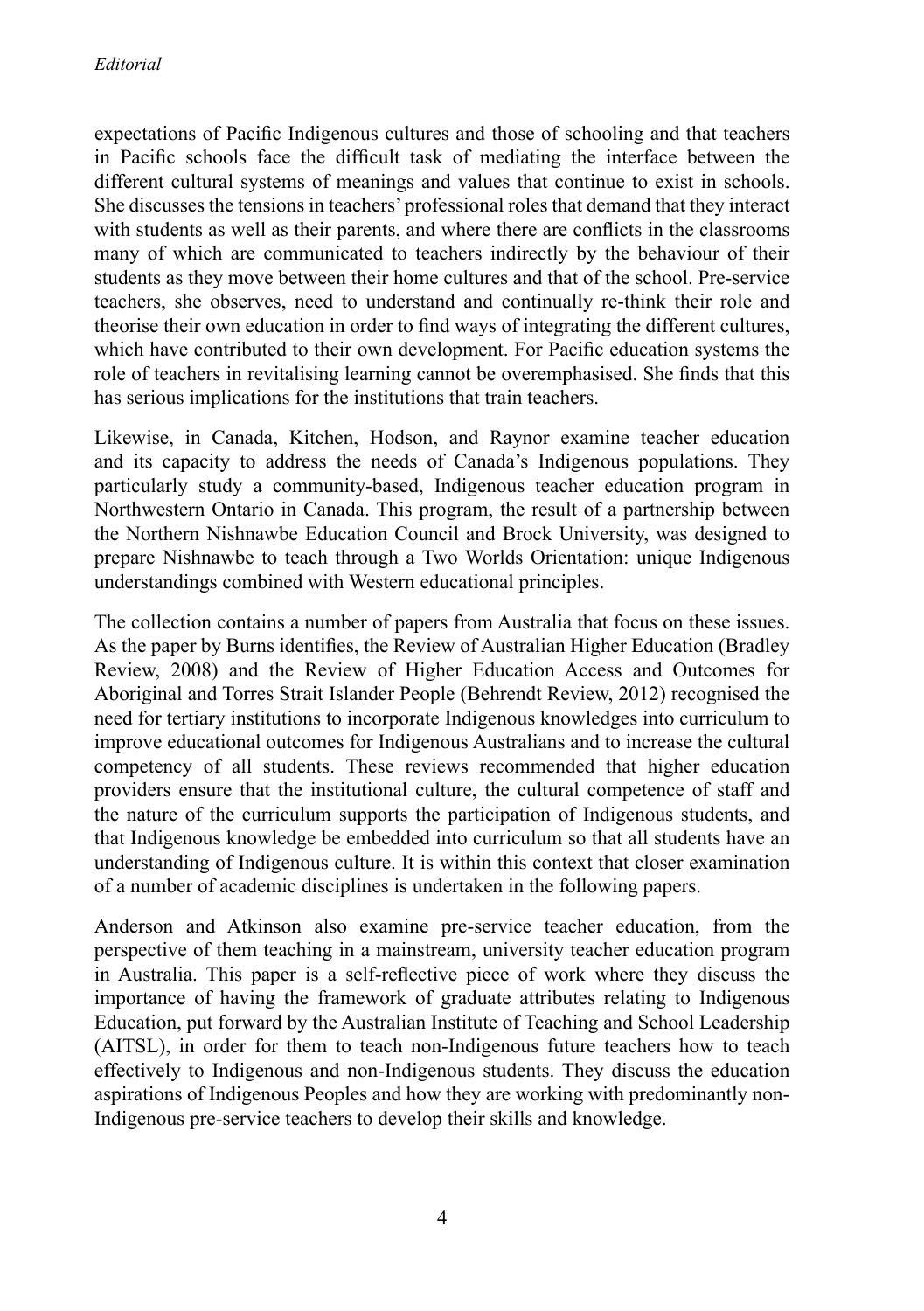expectations of Pacific Indigenous cultures and those of schooling and that teachers in Pacific schools face the difficult task of mediating the interface between the different cultural systems of meanings and values that continue to exist in schools. She discusses the tensions in teachers' professional roles that demand that they interact with students as well as their parents, and where there are conflicts in the classrooms many of which are communicated to teachers indirectly by the behaviour of their students as they move between their home cultures and that of the school. Pre-service teachers, she observes, need to understand and continually re-think their role and theorise their own education in order to find ways of integrating the different cultures, which have contributed to their own development. For Pacific education systems the role of teachers in revitalising learning cannot be overemphasised. She finds that this has serious implications for the institutions that train teachers.

Likewise, in Canada, Kitchen, Hodson, and Raynor examine teacher education and its capacity to address the needs of Canada's Indigenous populations. They particularly study a community-based, Indigenous teacher education program in Northwestern Ontario in Canada. This program, the result of a partnership between the Northern Nishnawbe Education Council and Brock University, was designed to prepare Nishnawbe to teach through a Two Worlds Orientation: unique Indigenous understandings combined with Western educational principles.

The collection contains a number of papers from Australia that focus on these issues. As the paper by Burns identifies, the Review of Australian Higher Education (Bradley Review, 2008) and the Review of Higher Education Access and Outcomes for Aboriginal and Torres Strait Islander People (Behrendt Review, 2012) recognised the need for tertiary institutions to incorporate Indigenous knowledges into curriculum to improve educational outcomes for Indigenous Australians and to increase the cultural competency of all students. These reviews recommended that higher education providers ensure that the institutional culture, the cultural competence of staff and the nature of the curriculum supports the participation of Indigenous students, and that Indigenous knowledge be embedded into curriculum so that all students have an understanding of Indigenous culture. It is within this context that closer examination of a number of academic disciplines is undertaken in the following papers.

Anderson and Atkinson also examine pre-service teacher education, from the perspective of them teaching in a mainstream, university teacher education program in Australia. This paper is a self-reflective piece of work where they discuss the importance of having the framework of graduate attributes relating to Indigenous Education, put forward by the Australian Institute of Teaching and School Leadership (AITSL), in order for them to teach non-Indigenous future teachers how to teach effectively to Indigenous and non-Indigenous students. They discuss the education aspirations of Indigenous Peoples and how they are working with predominantly non-Indigenous pre-service teachers to develop their skills and knowledge.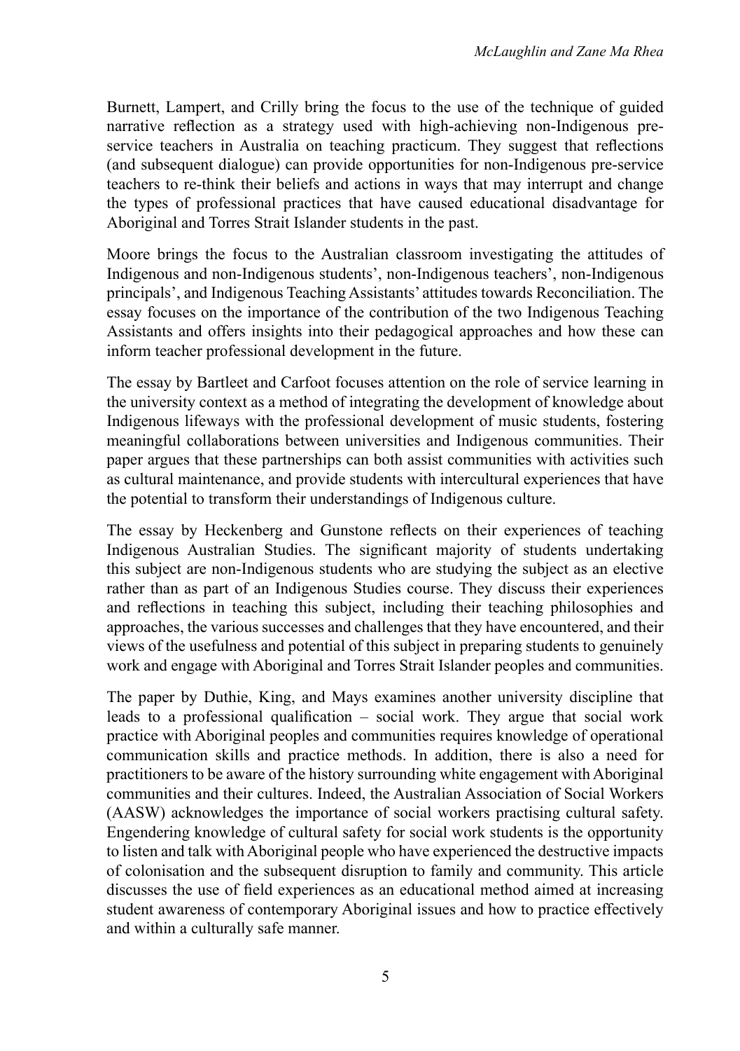Burnett, Lampert, and Crilly bring the focus to the use of the technique of guided narrative reflection as a strategy used with high-achieving non-Indigenous pre-service teachers in Australia on teaching practicum. They suggest that reflections (and subsequent dialogue) can provide opportunities for non-Indigenous pre-service teachers to re-think their beliefs and actions in ways that may interrupt and change the types of professional practices that have caused educational disadvantage for Aboriginal and Torres Strait Islander students in the past.

Moore brings the focus to the Australian classroom investigating the attitudes of Indigenous and non-Indigenous students', non-Indigenous teachers', non-Indigenous principals', and Indigenous Teaching Assistants' attitudes towards Reconciliation. The essay focuses on the importance of the contribution of the two Indigenous Teaching Assistants and offers insights into their pedagogical approaches and how these can inform teacher professional development in the future.

The essay by Bartleet and Carfoot focuses attention on the role of service learning in the university context as a method of integrating the development of knowledge about Indigenous lifeways with the professional development of music students, fostering meaningful collaborations between universities and Indigenous communities. Their paper argues that these partnerships can both assist communities with activities such as cultural maintenance, and provide students with intercultural experiences that have the potential to transform their understandings of Indigenous culture.

The essay by Heckenberg and Gunstone reflects on their experiences of teaching Indigenous Australian Studies. The significant majority of students undertaking this subject are non-Indigenous students who are studying the subject as an elective rather than as part of an Indigenous Studies course. They discuss their experiences and reflections in teaching this subject, including their teaching philosophies and approaches, the various successes and challenges that they have encountered, and their views of the usefulness and potential of this subject in preparing students to genuinely work and engage with Aboriginal and Torres Strait Islander peoples and communities.

The paper by Duthie, King, and Mays examines another university discipline that leads to a professional qualification – social work. They argue that social work practice with Aboriginal peoples and communities requires knowledge of operational communication skills and practice methods. In addition, there is also a need for practitioners to be aware of the history surrounding white engagement with Aboriginal communities and their cultures. Indeed, the Australian Association of Social Workers (AASW) acknowledges the importance of social workers practising cultural safety. Engendering knowledge of cultural safety for social work students is the opportunity to listen and talk with Aboriginal people who have experienced the destructive impacts of colonisation and the subsequent disruption to family and community. This article discusses the use of field experiences as an educational method aimed at increasing student awareness of contemporary Aboriginal issues and how to practice effectively and within a culturally safe manner.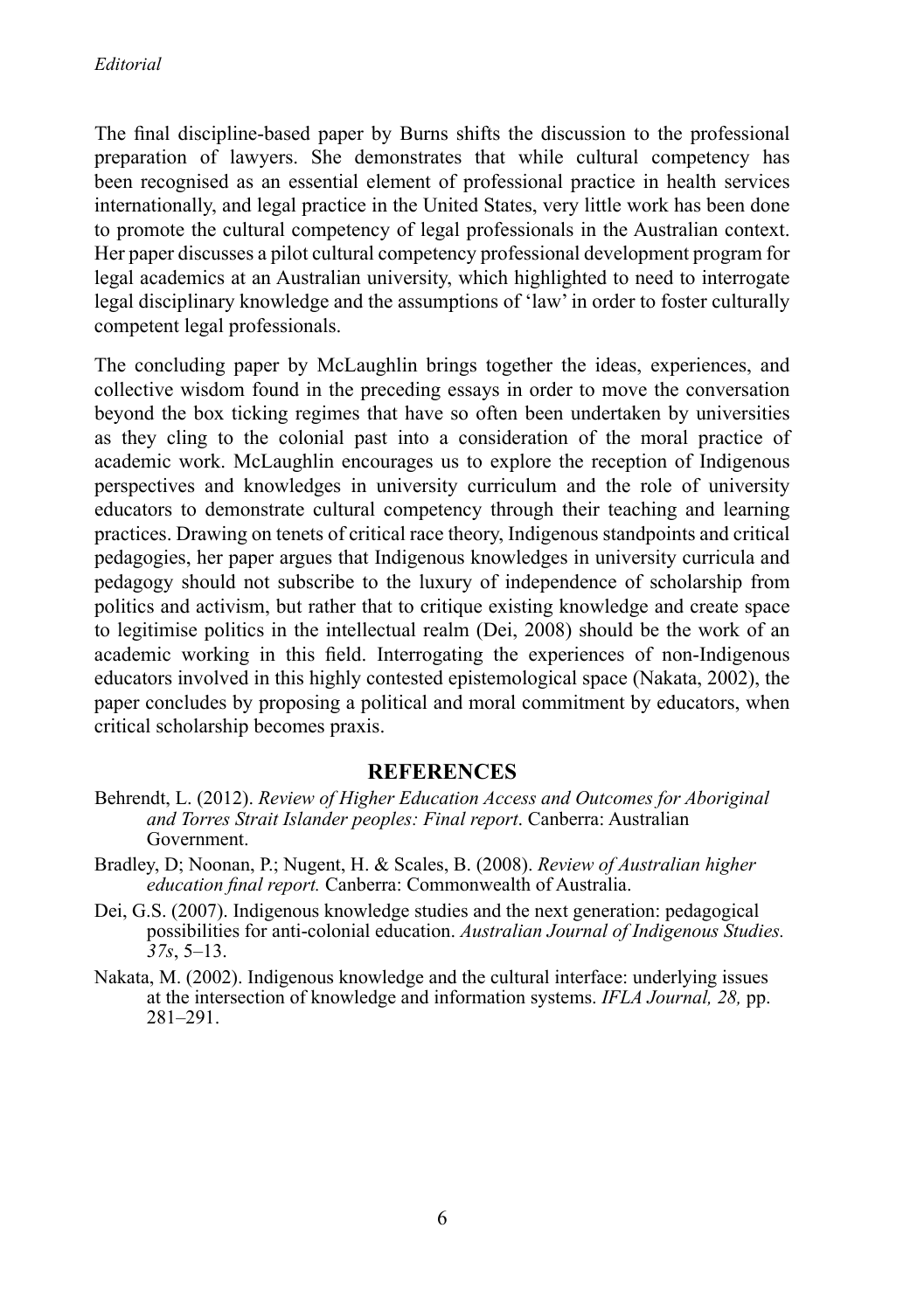The final discipline-based paper by Burns shifts the discussion to the professional preparation of lawyers. She demonstrates that while cultural competency has been recognised as an essential element of professional practice in health services internationally, and legal practice in the United States, very little work has been done to promote the cultural competency of legal professionals in the Australian context. Her paper discusses a pilot cultural competency professional development program for legal academics at an Australian university, which highlighted to need to interrogate legal disciplinary knowledge and the assumptions of 'law' in order to foster culturally competent legal professionals.

The concluding paper by McLaughlin brings together the ideas, experiences, and collective wisdom found in the preceding essays in order to move the conversation beyond the box ticking regimes that have so often been undertaken by universities as they cling to the colonial past into a consideration of the moral practice of academic work. McLaughlin encourages us to explore the reception of Indigenous perspectives and knowledges in university curriculum and the role of university educators to demonstrate cultural competency through their teaching and learning practices. Drawing on tenets of critical race theory, Indigenous standpoints and critical pedagogies, her paper argues that Indigenous knowledges in university curricula and pedagogy should not subscribe to the luxury of independence of scholarship from politics and activism, but rather that to critique existing knowledge and create space to legitimise politics in the intellectual realm (Dei, 2008) should be the work of an academic working in this field. Interrogating the experiences of non-Indigenous educators involved in this highly contested epistemological space (Nakata, 2002), the paper concludes by proposing a political and moral commitment by educators, when critical scholarship becomes praxis.

## REFERENCES

Behrendt, L. (2012). *Review of Higher Education Access and Outcomes for Aboriginal and Torres Strait Islander peoples: Final report*. Canberra: Australian Government.

Bradley, D; Noonan, P.; Nugent, H. & Scales, B. (2008). *Review of Australian higher education final report.* Canberra: Commonwealth of Australia.

Dei, G.S. (2007). Indigenous knowledge studies and the next generation: pedagogical possibilities for anti-colonial education. *Australian Journal of Indigenous Studies. 37s*, 5–13.

Nakata, M. (2002). Indigenous knowledge and the cultural interface: underlying issues at the intersection of knowledge and information systems. *IFLA Journal, 28,* pp. 281–291.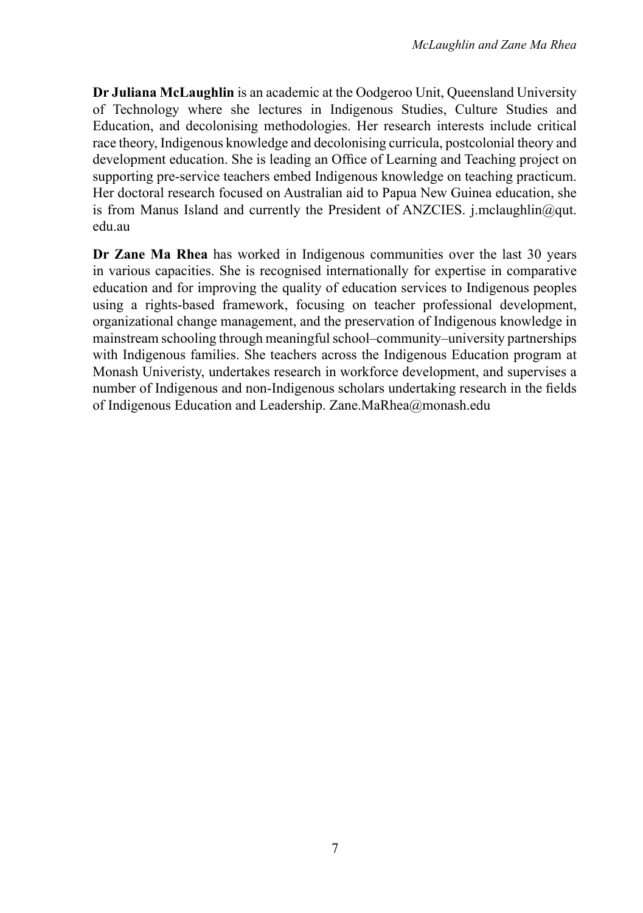**Dr Juliana McLaughlin** is an academic at the Oodgeroo Unit, Queensland University of Technology where she lectures in Indigenous Studies, Culture Studies and Education, and decolonising methodologies. Her research interests include critical race theory, Indigenous knowledge and decolonising curricula, postcolonial theory and development education. She is leading an Office of Learning and Teaching project on supporting pre-service teachers embed Indigenous knowledge on teaching practicum. Her doctoral research focused on Australian aid to Papua New Guinea education, she is from Manus Island and currently the President of ANZCIES. j.mclaughlin@qut.edu.au

**Dr Zane Ma Rhea** has worked in Indigenous communities over the last 30 years in various capacities. She is recognised internationally for expertise in comparative education and for improving the quality of education services to Indigenous peoples using a rights-based framework, focusing on teacher professional development, organizational change management, and the preservation of Indigenous knowledge in mainstream schooling through meaningful school–community–university partnerships with Indigenous families. She teachers across the Indigenous Education program at Monash Univeristy, undertakes research in workforce development, and supervises a number of Indigenous and non-Indigenous scholars undertaking research in the fields of Indigenous Education and Leadership. Zane.MaRhea@monash.edu